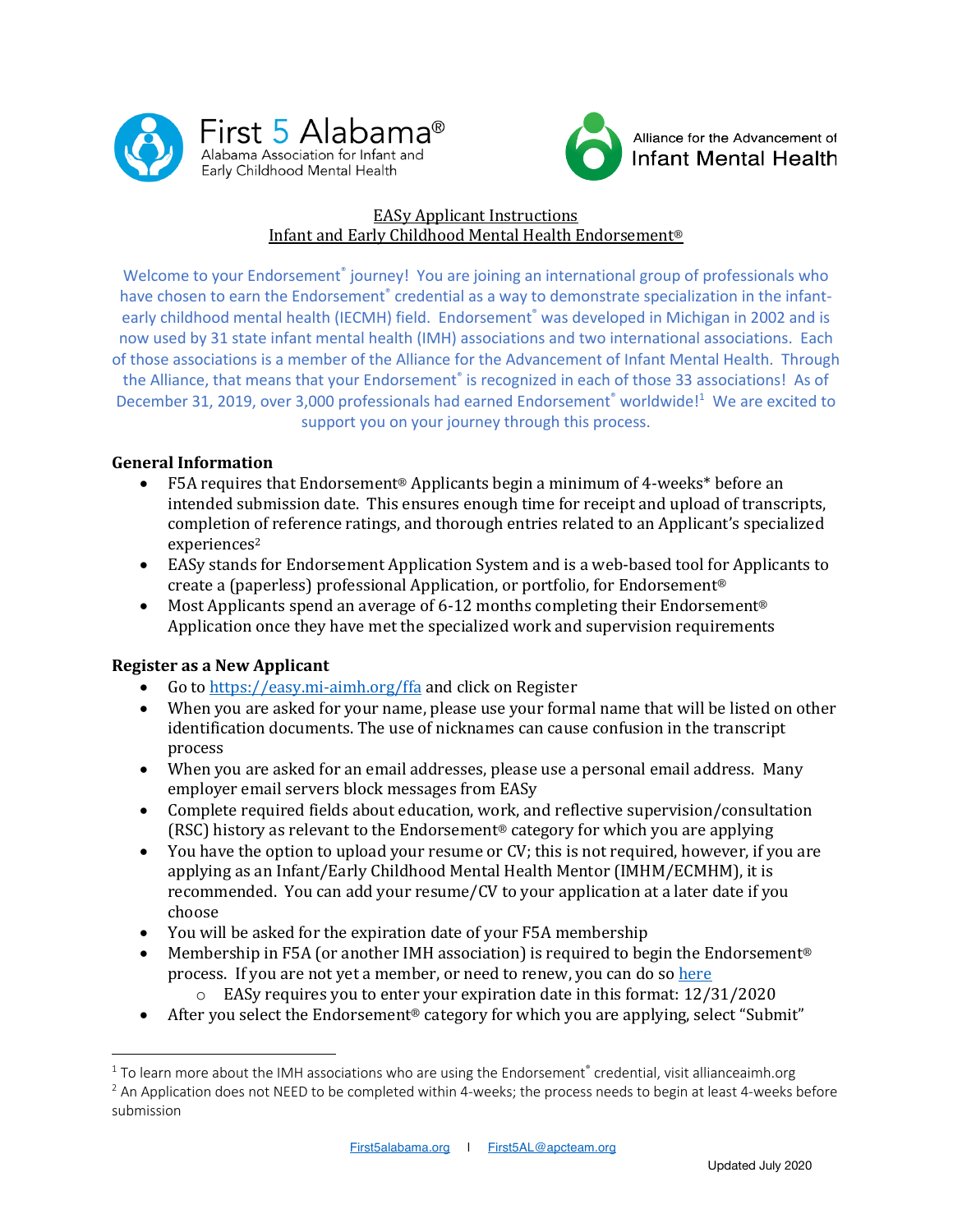First 5 Alabama®
Alabama Association for Infant and Early Childhood Mental Health

Alliance for the Advancement of Infant Mental Health

# EASy Applicant Instructions
## Infant and Early Childhood Mental Health Endorsement®

Welcome to your Endorsement® journey! You are joining an international group of professionals who have chosen to earn the Endorsement® credential as a way to demonstrate specialization in the infant-early childhood mental health (IECMH) field. Endorsement® was developed in Michigan in 2002 and is now used by 31 state infant mental health (IMH) associations and two international associations. Each of those associations is a member of the Alliance for the Advancement of Infant Mental Health. Through the Alliance, that means that your Endorsement® is recognized in each of those 33 associations! As of December 31, 2019, over 3,000 professionals had earned Endorsement® worldwide![1] We are excited to support you on your journey through this process.

**General Information**

- F5A requires that Endorsement® Applicants begin a minimum of 4-weeks* before an intended submission date. This ensures enough time for receipt and upload of transcripts, completion of reference ratings, and thorough entries related to an Applicant's specialized experiences[2]
- EASy stands for Endorsement Application System and is a web-based tool for Applicants to create a (paperless) professional Application, or portfolio, for Endorsement®
- Most Applicants spend an average of 6-12 months completing their Endorsement® Application once they have met the specialized work and supervision requirements

**Register as a New Applicant**

- Go to [https://easy.mi-aimh.org/ffa](https://easy.mi-aimh.org/ffa) and click on Register
- When you are asked for your name, please use your formal name that will be listed on other identification documents. The use of nicknames can cause confusion in the transcript process
- When you are asked for an email addresses, please use a personal email address. Many employer email servers block messages from EASy
- Complete required fields about education, work, and reflective supervision/consultation (RSC) history as relevant to the Endorsement® category for which you are applying
- You have the option to upload your resume or CV; this is not required, however, if you are applying as an Infant/Early Childhood Mental Health Mentor (IMHM/ECMHM), it is recommended. You can add your resume/CV to your application at a later date if you choose
- You will be asked for the expiration date of your F5A membership
- Membership in F5A (or another IMH association) is required to begin the Endorsement® process. If you are not yet a member, or need to renew, you can do so here
  - EASy requires you to enter your expiration date in this format: 12/31/2020
- After you select the Endorsement® category for which you are applying, select "Submit"

---

[1] To learn more about the IMH associations who are using the Endorsement® credential, visit allianceaimh.org

[2] An Application does not NEED to be completed within 4-weeks; the process needs to begin at least 4-weeks before submission

First5alabama.org | First5AL@apcteam.org

Updated July 2020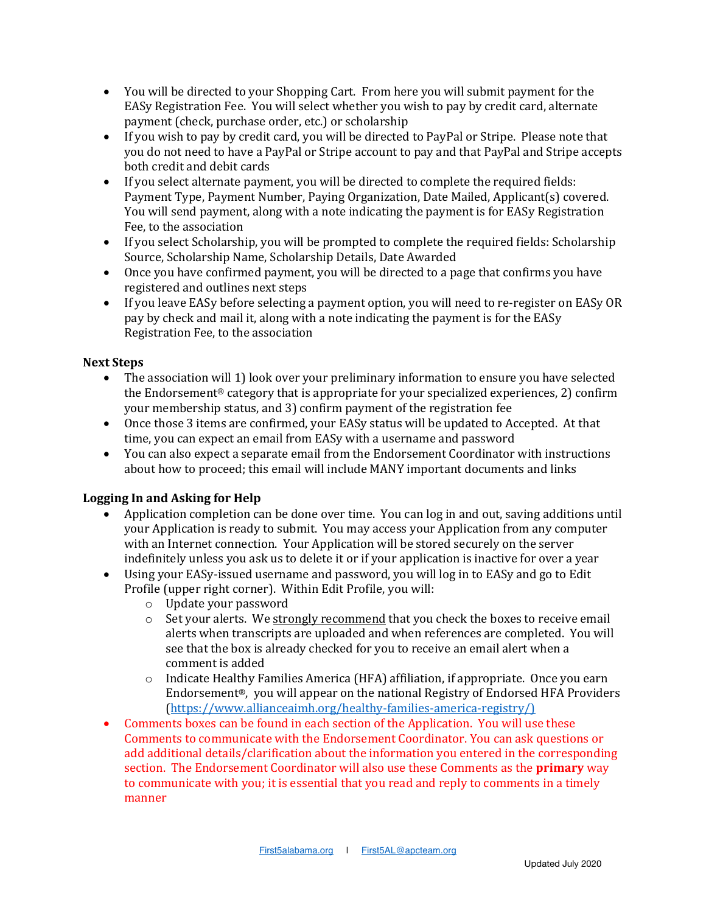- You will be directed to your Shopping Cart. From here you will submit payment for the EASy Registration Fee. You will select whether you wish to pay by credit card, alternate payment (check, purchase order, etc.) or scholarship
- If you wish to pay by credit card, you will be directed to PayPal or Stripe. Please note that you do not need to have a PayPal or Stripe account to pay and that PayPal and Stripe accepts both credit and debit cards
- If you select alternate payment, you will be directed to complete the required fields: Payment Type, Payment Number, Paying Organization, Date Mailed, Applicant(s) covered. You will send payment, along with a note indicating the payment is for EASy Registration Fee, to the association
- If you select Scholarship, you will be prompted to complete the required fields: Scholarship Source, Scholarship Name, Scholarship Details, Date Awarded
- Once you have confirmed payment, you will be directed to a page that confirms you have registered and outlines next steps
- If you leave EASy before selecting a payment option, you will need to re-register on EASy OR pay by check and mail it, along with a note indicating the payment is for the EASy Registration Fee, to the association

**Next Steps**

- The association will 1) look over your preliminary information to ensure you have selected the Endorsement® category that is appropriate for your specialized experiences, 2) confirm your membership status, and 3) confirm payment of the registration fee
- Once those 3 items are confirmed, your EASy status will be updated to Accepted. At that time, you can expect an email from EASy with a username and password
- You can also expect a separate email from the Endorsement Coordinator with instructions about how to proceed; this email will include MANY important documents and links

**Logging In and Asking for Help**

- Application completion can be done over time. You can log in and out, saving additions until your Application is ready to submit. You may access your Application from any computer with an Internet connection. Your Application will be stored securely on the server indefinitely unless you ask us to delete it or if your application is inactive for over a year
- Using your EASy-issued username and password, you will log in to EASy and go to Edit Profile (upper right corner). Within Edit Profile, you will:
  - Update your password
  - Set your alerts. We strongly recommend that you check the boxes to receive email alerts when transcripts are uploaded and when references are completed. You will see that the box is already checked for you to receive an email alert when a comment is added
  - Indicate Healthy Families America (HFA) affiliation, if appropriate. Once you earn Endorsement®, you will appear on the national Registry of Endorsed HFA Providers (https://www.allianceaimh.org/healthy-families-america-registry/)
- Comments boxes can be found in each section of the Application. You will use these Comments to communicate with the Endorsement Coordinator. You can ask questions or add additional details/clarification about the information you entered in the corresponding section. The Endorsement Coordinator will also use these Comments as the **primary** way to communicate with you; it is essential that you read and reply to comments in a timely manner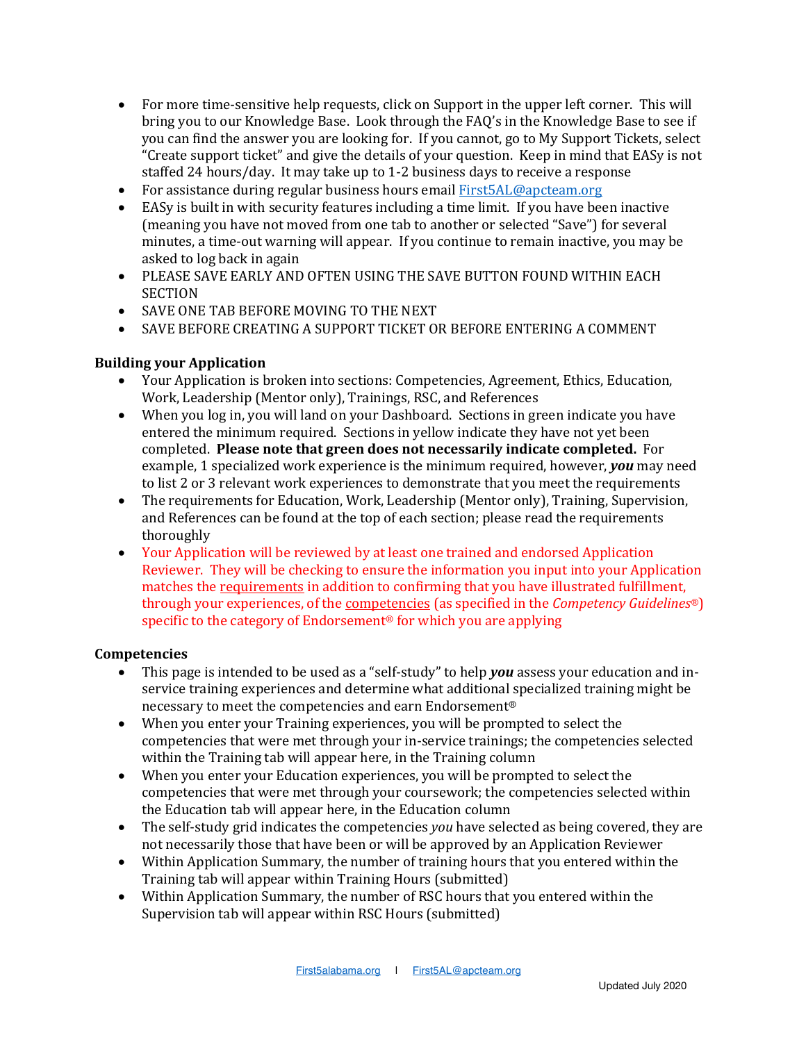- For more time-sensitive help requests, click on Support in the upper left corner. This will bring you to our Knowledge Base. Look through the FAQ's in the Knowledge Base to see if you can find the answer you are looking for. If you cannot, go to My Support Tickets, select "Create support ticket" and give the details of your question. Keep in mind that EASy is not staffed 24 hours/day. It may take up to 1-2 business days to receive a response
- For assistance during regular business hours email [First5AL@apcteam.org](mailto:First5AL@apcteam.org)
- EASy is built in with security features including a time limit. If you have been inactive (meaning you have not moved from one tab to another or selected "Save") for several minutes, a time-out warning will appear. If you continue to remain inactive, you may be asked to log back in again
- PLEASE SAVE EARLY AND OFTEN USING THE SAVE BUTTON FOUND WITHIN EACH SECTION
- SAVE ONE TAB BEFORE MOVING TO THE NEXT
- SAVE BEFORE CREATING A SUPPORT TICKET OR BEFORE ENTERING A COMMENT

**Building your Application**

- Your Application is broken into sections: Competencies, Agreement, Ethics, Education, Work, Leadership (Mentor only), Trainings, RSC, and References
- When you log in, you will land on your Dashboard. Sections in green indicate you have entered the minimum required. Sections in yellow indicate they have not yet been completed. **Please note that green does not necessarily indicate completed.** For example, 1 specialized work experience is the minimum required, however, ***you*** may need to list 2 or 3 relevant work experiences to demonstrate that you meet the requirements
- The requirements for Education, Work, Leadership (Mentor only), Training, Supervision, and References can be found at the top of each section; please read the requirements thoroughly
- Your Application will be reviewed by at least one trained and endorsed Application Reviewer. They will be checking to ensure the information you input into your Application matches the requirements in addition to confirming that you have illustrated fulfillment, through your experiences, of the competencies (as specified in the *Competency Guidelines*®) specific to the category of Endorsement® for which you are applying

**Competencies**

- This page is intended to be used as a "self-study" to help ***you*** assess your education and in-service training experiences and determine what additional specialized training might be necessary to meet the competencies and earn Endorsement®
- When you enter your Training experiences, you will be prompted to select the competencies that were met through your in-service trainings; the competencies selected within the Training tab will appear here, in the Training column
- When you enter your Education experiences, you will be prompted to select the competencies that were met through your coursework; the competencies selected within the Education tab will appear here, in the Education column
- The self-study grid indicates the competencies *you* have selected as being covered, they are not necessarily those that have been or will be approved by an Application Reviewer
- Within Application Summary, the number of training hours that you entered within the Training tab will appear within Training Hours (submitted)
- Within Application Summary, the number of RSC hours that you entered within the Supervision tab will appear within RSC Hours (submitted)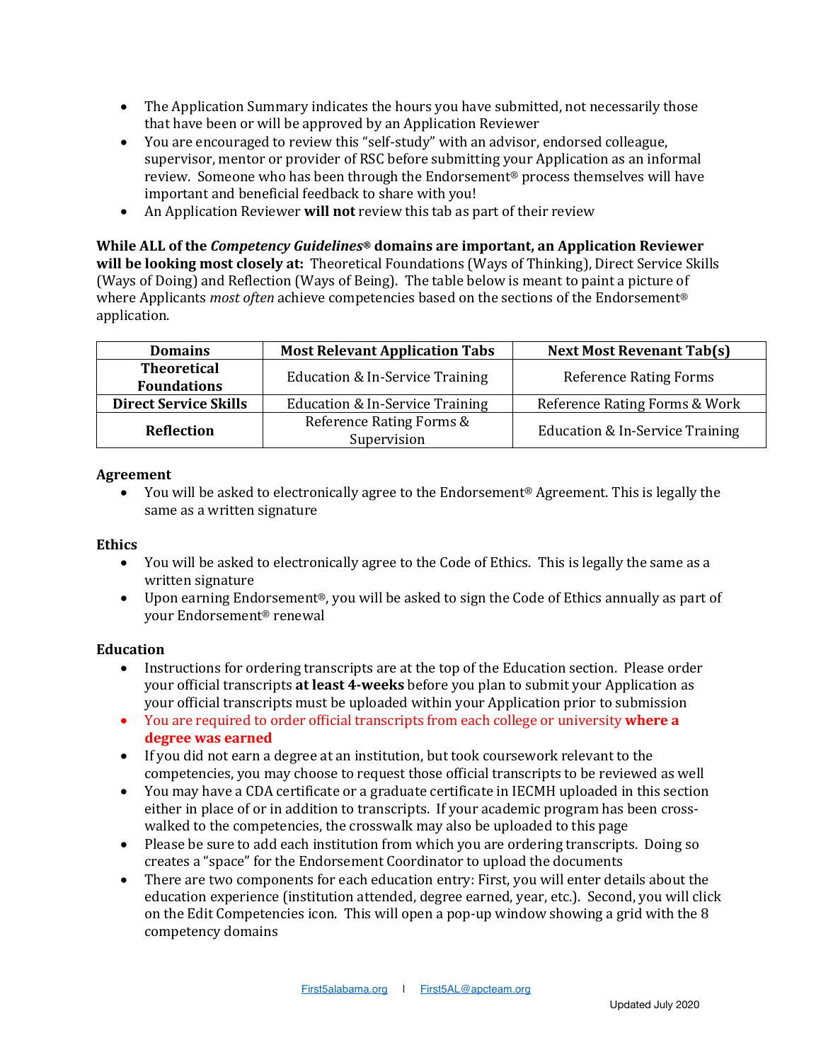- The Application Summary indicates the hours you have submitted, not necessarily those that have been or will be approved by an Application Reviewer
- You are encouraged to review this "self-study" with an advisor, endorsed colleague, supervisor, mentor or provider of RSC before submitting your Application as an informal review. Someone who has been through the Endorsement® process themselves will have important and beneficial feedback to share with you!
- An Application Reviewer **will not** review this tab as part of their review

**While ALL of the *Competency Guidelines*® domains are important, an Application Reviewer will be looking most closely at:** Theoretical Foundations (Ways of Thinking), Direct Service Skills (Ways of Doing) and Reflection (Ways of Being). The table below is meant to paint a picture of where Applicants *most often* achieve competencies based on the sections of the Endorsement® application.

| Domains | Most Relevant Application Tabs | Next Most Revenant Tab(s) |
|---|---|---|
| **Theoretical Foundations** | Education & In-Service Training | Reference Rating Forms |
| **Direct Service Skills** | Education & In-Service Training | Reference Rating Forms & Work |
| **Reflection** | Reference Rating Forms & Supervision | Education & In-Service Training |

### Agreement

- You will be asked to electronically agree to the Endorsement® Agreement. This is legally the same as a written signature

### Ethics

- You will be asked to electronically agree to the Code of Ethics. This is legally the same as a written signature
- Upon earning Endorsement®, you will be asked to sign the Code of Ethics annually as part of your Endorsement® renewal

### Education

- Instructions for ordering transcripts are at the top of the Education section. Please order your official transcripts **at least 4-weeks** before you plan to submit your Application as your official transcripts must be uploaded within your Application prior to submission
- You are required to order official transcripts from each college or university **where a degree was earned**
- If you did not earn a degree at an institution, but took coursework relevant to the competencies, you may choose to request those official transcripts to be reviewed as well
- You may have a CDA certificate or a graduate certificate in IECMH uploaded in this section either in place of or in addition to transcripts. If your academic program has been cross-walked to the competencies, the crosswalk may also be uploaded to this page
- Please be sure to add each institution from which you are ordering transcripts. Doing so creates a "space" for the Endorsement Coordinator to upload the documents
- There are two components for each education entry: First, you will enter details about the education experience (institution attended, degree earned, year, etc.). Second, you will click on the Edit Competencies icon. This will open a pop-up window showing a grid with the 8 competency domains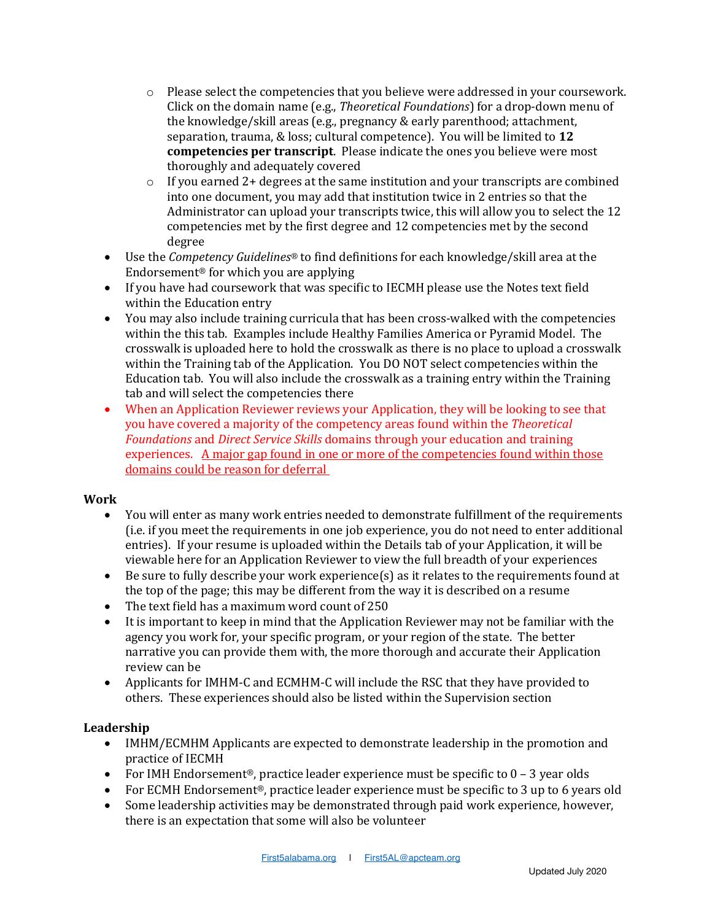- Please select the competencies that you believe were addressed in your coursework. Click on the domain name (e.g., *Theoretical Foundations*) for a drop-down menu of the knowledge/skill areas (e.g., pregnancy & early parenthood; attachment, separation, trauma, & loss; cultural competence). You will be limited to **12 competencies per transcript**. Please indicate the ones you believe were most thoroughly and adequately covered
    - If you earned 2+ degrees at the same institution and your transcripts are combined into one document, you may add that institution twice in 2 entries so that the Administrator can upload your transcripts twice, this will allow you to select the 12 competencies met by the first degree and 12 competencies met by the second degree
- Use the *Competency Guidelines*® to find definitions for each knowledge/skill area at the Endorsement® for which you are applying
- If you have had coursework that was specific to IECMH please use the Notes text field within the Education entry
- You may also include training curricula that has been cross-walked with the competencies within the this tab. Examples include Healthy Families America or Pyramid Model. The crosswalk is uploaded here to hold the crosswalk as there is no place to upload a crosswalk within the Training tab of the Application. You DO NOT select competencies within the Education tab. You will also include the crosswalk as a training entry within the Training tab and will select the competencies there
- When an Application Reviewer reviews your Application, they will be looking to see that you have covered a majority of the competency areas found within the *Theoretical Foundations* and *Direct Service Skills* domains through your education and training experiences. A major gap found in one or more of the competencies found within those domains could be reason for deferral

### Work

- You will enter as many work entries needed to demonstrate fulfillment of the requirements (i.e. if you meet the requirements in one job experience, you do not need to enter additional entries). If your resume is uploaded within the Details tab of your Application, it will be viewable here for an Application Reviewer to view the full breadth of your experiences
- Be sure to fully describe your work experience(s) as it relates to the requirements found at the top of the page; this may be different from the way it is described on a resume
- The text field has a maximum word count of 250
- It is important to keep in mind that the Application Reviewer may not be familiar with the agency you work for, your specific program, or your region of the state. The better narrative you can provide them with, the more thorough and accurate their Application review can be
- Applicants for IMHM-C and ECMHM-C will include the RSC that they have provided to others. These experiences should also be listed within the Supervision section

### Leadership

- IMHM/ECMHM Applicants are expected to demonstrate leadership in the promotion and practice of IECMH
- For IMH Endorsement®, practice leader experience must be specific to 0 – 3 year olds
- For ECMH Endorsement®, practice leader experience must be specific to 3 up to 6 years old
- Some leadership activities may be demonstrated through paid work experience, however, there is an expectation that some will also be volunteer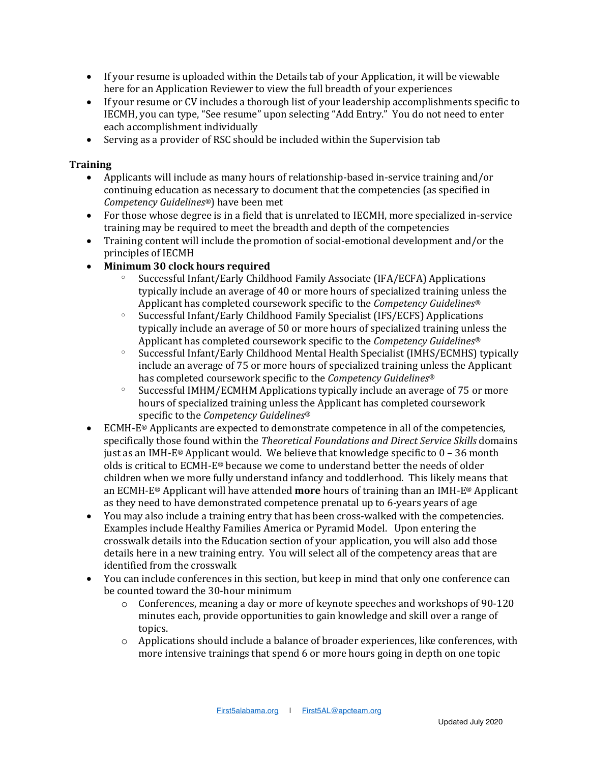- If your resume is uploaded within the Details tab of your Application, it will be viewable here for an Application Reviewer to view the full breadth of your experiences
- If your resume or CV includes a thorough list of your leadership accomplishments specific to IECMH, you can type, "See resume" upon selecting "Add Entry." You do not need to enter each accomplishment individually
- Serving as a provider of RSC should be included within the Supervision tab

**Training**

- Applicants will include as many hours of relationship-based in-service training and/or continuing education as necessary to document that the competencies (as specified in *Competency Guidelines®*) have been met
- For those whose degree is in a field that is unrelated to IECMH, more specialized in-service training may be required to meet the breadth and depth of the competencies
- Training content will include the promotion of social-emotional development and/or the principles of IECMH
- **Minimum 30 clock hours required**
  - Successful Infant/Early Childhood Family Associate (IFA/ECFA) Applications typically include an average of 40 or more hours of specialized training unless the Applicant has completed coursework specific to the *Competency Guidelines®*
  - Successful Infant/Early Childhood Family Specialist (IFS/ECFS) Applications typically include an average of 50 or more hours of specialized training unless the Applicant has completed coursework specific to the *Competency Guidelines®*
  - Successful Infant/Early Childhood Mental Health Specialist (IMHS/ECMHS) typically include an average of 75 or more hours of specialized training unless the Applicant has completed coursework specific to the *Competency Guidelines®*
  - Successful IMHM/ECMHM Applications typically include an average of 75 or more hours of specialized training unless the Applicant has completed coursework specific to the *Competency Guidelines®*
- ECMH-E® Applicants are expected to demonstrate competence in all of the competencies, specifically those found within the *Theoretical Foundations and Direct Service Skills* domains just as an IMH-E® Applicant would. We believe that knowledge specific to 0 – 36 month olds is critical to ECMH-E® because we come to understand better the needs of older children when we more fully understand infancy and toddlerhood. This likely means that an ECMH-E® Applicant will have attended **more** hours of training than an IMH-E® Applicant as they need to have demonstrated competence prenatal up to 6-years years of age
- You may also include a training entry that has been cross-walked with the competencies. Examples include Healthy Families America or Pyramid Model. Upon entering the crosswalk details into the Education section of your application, you will also add those details here in a new training entry. You will select all of the competency areas that are identified from the crosswalk
- You can include conferences in this section, but keep in mind that only one conference can be counted toward the 30-hour minimum
  - Conferences, meaning a day or more of keynote speeches and workshops of 90-120 minutes each, provide opportunities to gain knowledge and skill over a range of topics.
  - Applications should include a balance of broader experiences, like conferences, with more intensive trainings that spend 6 or more hours going in depth on one topic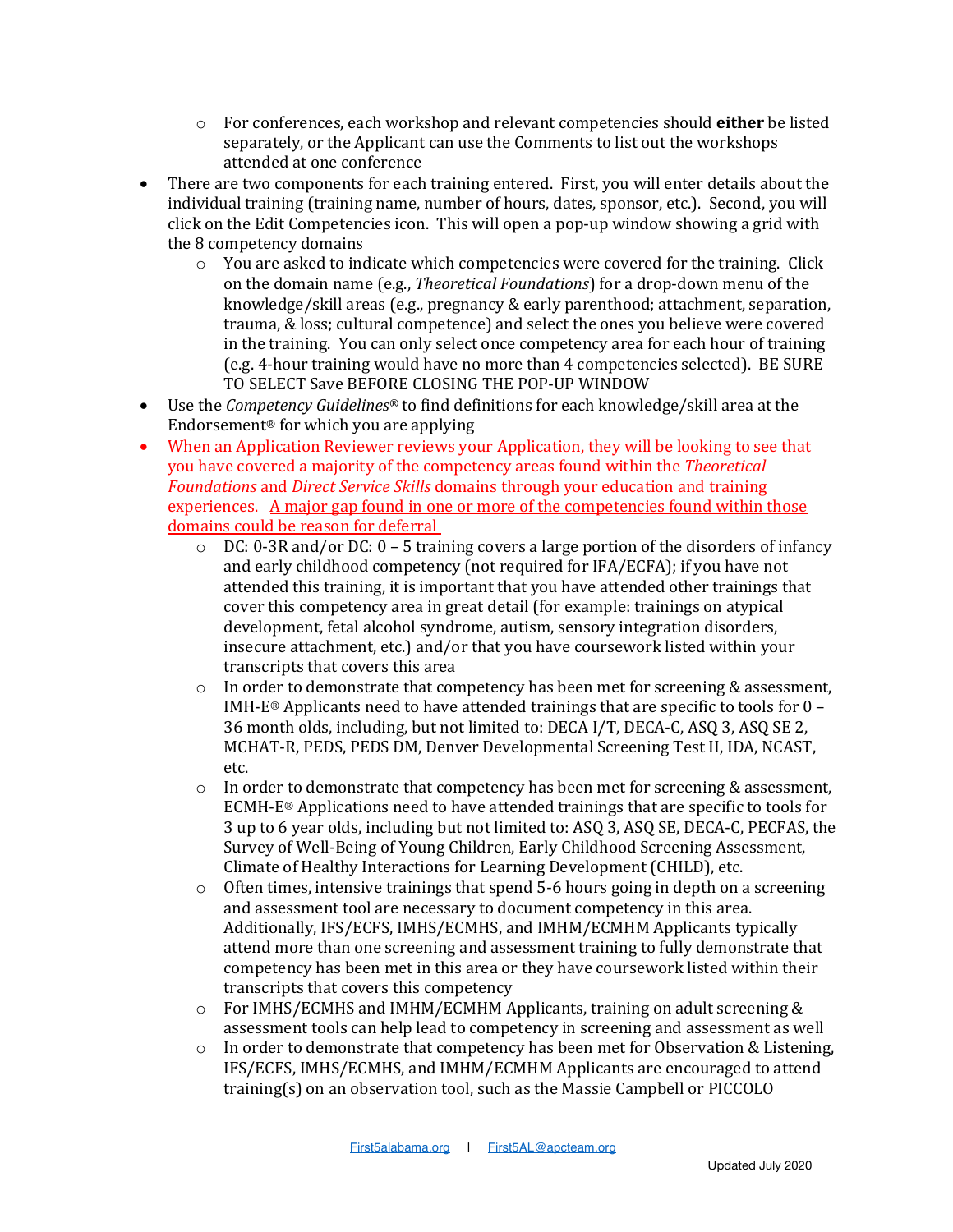- For conferences, each workshop and relevant competencies should **either** be listed separately, or the Applicant can use the Comments to list out the workshops attended at one conference
- There are two components for each training entered. First, you will enter details about the individual training (training name, number of hours, dates, sponsor, etc.). Second, you will click on the Edit Competencies icon. This will open a pop-up window showing a grid with the 8 competency domains
    - You are asked to indicate which competencies were covered for the training. Click on the domain name (e.g., *Theoretical Foundations*) for a drop-down menu of the knowledge/skill areas (e.g., pregnancy & early parenthood; attachment, separation, trauma, & loss; cultural competence) and select the ones you believe were covered in the training. You can only select once competency area for each hour of training (e.g. 4-hour training would have no more than 4 competencies selected). BE SURE TO SELECT Save BEFORE CLOSING THE POP-UP WINDOW
- Use the *Competency Guidelines*® to find definitions for each knowledge/skill area at the Endorsement® for which you are applying
- When an Application Reviewer reviews your Application, they will be looking to see that you have covered a majority of the competency areas found within the *Theoretical Foundations* and *Direct Service Skills* domains through your education and training experiences. <u>A major gap found in one or more of the competencies found within those domains could be reason for deferral</u>
    - DC: 0-3R and/or DC: 0 – 5 training covers a large portion of the disorders of infancy and early childhood competency (not required for IFA/ECFA); if you have not attended this training, it is important that you have attended other trainings that cover this competency area in great detail (for example: trainings on atypical development, fetal alcohol syndrome, autism, sensory integration disorders, insecure attachment, etc.) and/or that you have coursework listed within your transcripts that covers this area
    - In order to demonstrate that competency has been met for screening & assessment, IMH-E® Applicants need to have attended trainings that are specific to tools for 0 – 36 month olds, including, but not limited to: DECA I/T, DECA-C, ASQ 3, ASQ SE 2, MCHAT-R, PEDS, PEDS DM, Denver Developmental Screening Test II, IDA, NCAST, etc.
    - In order to demonstrate that competency has been met for screening & assessment, ECMH-E® Applications need to have attended trainings that are specific to tools for 3 up to 6 year olds, including but not limited to: ASQ 3, ASQ SE, DECA-C, PECFAS, the Survey of Well-Being of Young Children, Early Childhood Screening Assessment, Climate of Healthy Interactions for Learning Development (CHILD), etc.
    - Often times, intensive trainings that spend 5-6 hours going in depth on a screening and assessment tool are necessary to document competency in this area. Additionally, IFS/ECFS, IMHS/ECMHS, and IMHM/ECMHM Applicants typically attend more than one screening and assessment training to fully demonstrate that competency has been met in this area or they have coursework listed within their transcripts that covers this competency
    - For IMHS/ECMHS and IMHM/ECMHM Applicants, training on adult screening & assessment tools can help lead to competency in screening and assessment as well
    - In order to demonstrate that competency has been met for Observation & Listening, IFS/ECFS, IMHS/ECMHS, and IMHM/ECMHM Applicants are encouraged to attend training(s) on an observation tool, such as the Massie Campbell or PICCOLO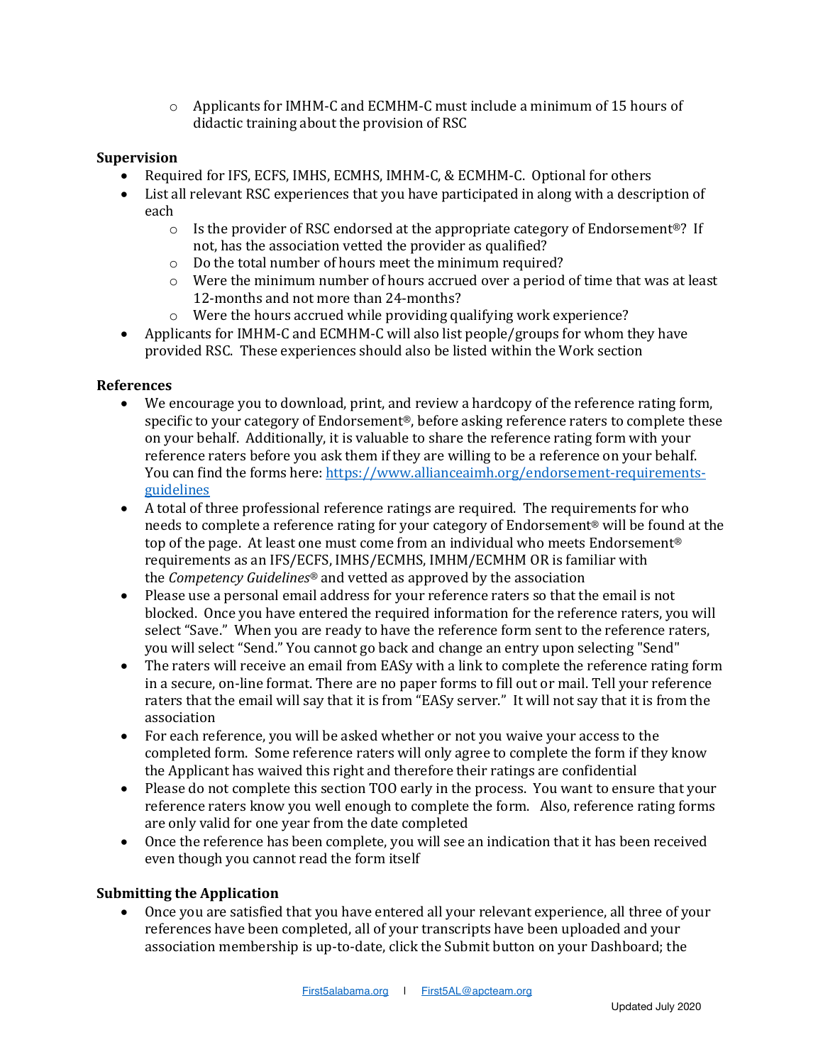- Applicants for IMHM-C and ECMHM-C must include a minimum of 15 hours of didactic training about the provision of RSC

### Supervision

- Required for IFS, ECFS, IMHS, ECMHS, IMHM-C, & ECMHM-C. Optional for others
- List all relevant RSC experiences that you have participated in along with a description of each
    - Is the provider of RSC endorsed at the appropriate category of Endorsement®? If not, has the association vetted the provider as qualified?
    - Do the total number of hours meet the minimum required?
    - Were the minimum number of hours accrued over a period of time that was at least 12-months and not more than 24-months?
    - Were the hours accrued while providing qualifying work experience?
- Applicants for IMHM-C and ECMHM-C will also list people/groups for whom they have provided RSC. These experiences should also be listed within the Work section

### References

- We encourage you to download, print, and review a hardcopy of the reference rating form, specific to your category of Endorsement®, before asking reference raters to complete these on your behalf. Additionally, it is valuable to share the reference rating form with your reference raters before you ask them if they are willing to be a reference on your behalf. You can find the forms here: [https://www.allianceaimh.org/endorsement-requirements-guidelines](https://www.allianceaimh.org/endorsement-requirements-guidelines)
- A total of three professional reference ratings are required. The requirements for who needs to complete a reference rating for your category of Endorsement® will be found at the top of the page. At least one must come from an individual who meets Endorsement® requirements as an IFS/ECFS, IMHS/ECMHS, IMHM/ECMHM OR is familiar with the *Competency Guidelines*® and vetted as approved by the association
- Please use a personal email address for your reference raters so that the email is not blocked. Once you have entered the required information for the reference raters, you will select "Save." When you are ready to have the reference form sent to the reference raters, you will select "Send." You cannot go back and change an entry upon selecting "Send"
- The raters will receive an email from EASy with a link to complete the reference rating form in a secure, on-line format. There are no paper forms to fill out or mail. Tell your reference raters that the email will say that it is from "EASy server." It will not say that it is from the association
- For each reference, you will be asked whether or not you waive your access to the completed form. Some reference raters will only agree to complete the form if they know the Applicant has waived this right and therefore their ratings are confidential
- Please do not complete this section TOO early in the process. You want to ensure that your reference raters know you well enough to complete the form. Also, reference rating forms are only valid for one year from the date completed
- Once the reference has been complete, you will see an indication that it has been received even though you cannot read the form itself

### Submitting the Application

- Once you are satisfied that you have entered all your relevant experience, all three of your references have been completed, all of your transcripts have been uploaded and your association membership is up-to-date, click the Submit button on your Dashboard; the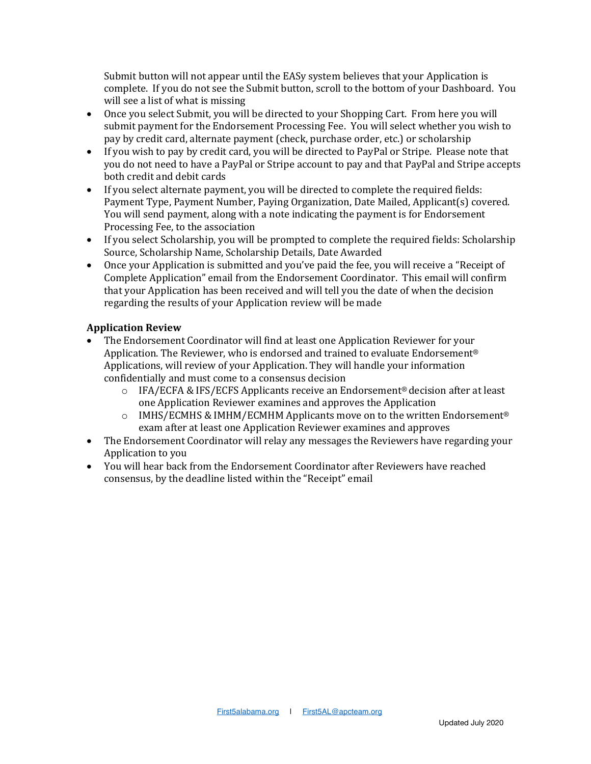Submit button will not appear until the EASy system believes that your Application is complete. If you do not see the Submit button, scroll to the bottom of your Dashboard. You will see a list of what is missing

- Once you select Submit, you will be directed to your Shopping Cart. From here you will submit payment for the Endorsement Processing Fee. You will select whether you wish to pay by credit card, alternate payment (check, purchase order, etc.) or scholarship
- If you wish to pay by credit card, you will be directed to PayPal or Stripe. Please note that you do not need to have a PayPal or Stripe account to pay and that PayPal and Stripe accepts both credit and debit cards
- If you select alternate payment, you will be directed to complete the required fields: Payment Type, Payment Number, Paying Organization, Date Mailed, Applicant(s) covered. You will send payment, along with a note indicating the payment is for Endorsement Processing Fee, to the association
- If you select Scholarship, you will be prompted to complete the required fields: Scholarship Source, Scholarship Name, Scholarship Details, Date Awarded
- Once your Application is submitted and you've paid the fee, you will receive a "Receipt of Complete Application" email from the Endorsement Coordinator. This email will confirm that your Application has been received and will tell you the date of when the decision regarding the results of your Application review will be made

**Application Review**

- The Endorsement Coordinator will find at least one Application Reviewer for your Application. The Reviewer, who is endorsed and trained to evaluate Endorsement® Applications, will review of your Application. They will handle your information confidentially and must come to a consensus decision
  - IFA/ECFA & IFS/ECFS Applicants receive an Endorsement® decision after at least one Application Reviewer examines and approves the Application
  - IMHS/ECMHS & IMHM/ECMHM Applicants move on to the written Endorsement® exam after at least one Application Reviewer examines and approves
- The Endorsement Coordinator will relay any messages the Reviewers have regarding your Application to you
- You will hear back from the Endorsement Coordinator after Reviewers have reached consensus, by the deadline listed within the "Receipt" email

First5alabama.org | First5AL@apcteam.org

Updated July 2020